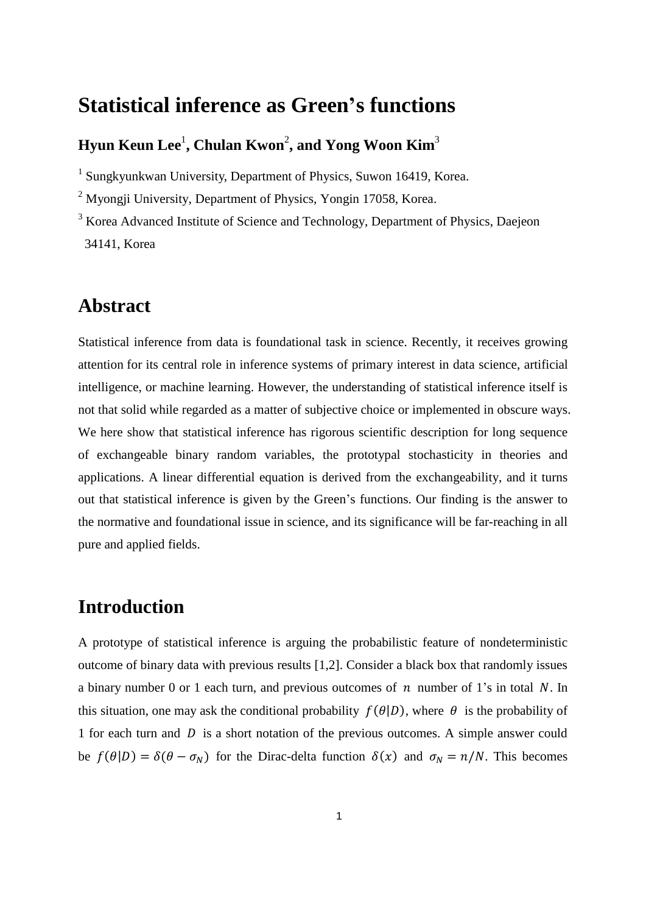# Statistical inference as Green's functions

**Hyun Keun Lee[1], Chulan Kwon[2], and Yong Woon Kim[3]**

[1] Sungkyunkwan University, Department of Physics, Suwon 16419, Korea.

[2] Myongji University, Department of Physics, Yongin 17058, Korea.

[3] Korea Advanced Institute of Science and Technology, Department of Physics, Daejeon 34141, Korea

## Abstract

Statistical inference from data is foundational task in science. Recently, it receives growing attention for its central role in inference systems of primary interest in data science, artificial intelligence, or machine learning. However, the understanding of statistical inference itself is not that solid while regarded as a matter of subjective choice or implemented in obscure ways. We here show that statistical inference has rigorous scientific description for long sequence of exchangeable binary random variables, the prototypal stochasticity in theories and applications. A linear differential equation is derived from the exchangeability, and it turns out that statistical inference is given by the Green's functions. Our finding is the answer to the normative and foundational issue in science, and its significance will be far-reaching in all pure and applied fields.

## Introduction

A prototype of statistical inference is arguing the probabilistic feature of nondeterministic outcome of binary data with previous results [1,2]. Consider a black box that randomly issues a binary number 0 or 1 each turn, and previous outcomes of $n$ number of 1's in total $N$. In this situation, one may ask the conditional probability $f(\theta|D)$, where $\theta$ is the probability of 1 for each turn and $D$ is a short notation of the previous outcomes. A simple answer could be $f(\theta|D) = \delta(\theta - \sigma_N)$ for the Dirac-delta function $\delta(x)$ and $\sigma_N = n/N$. This becomes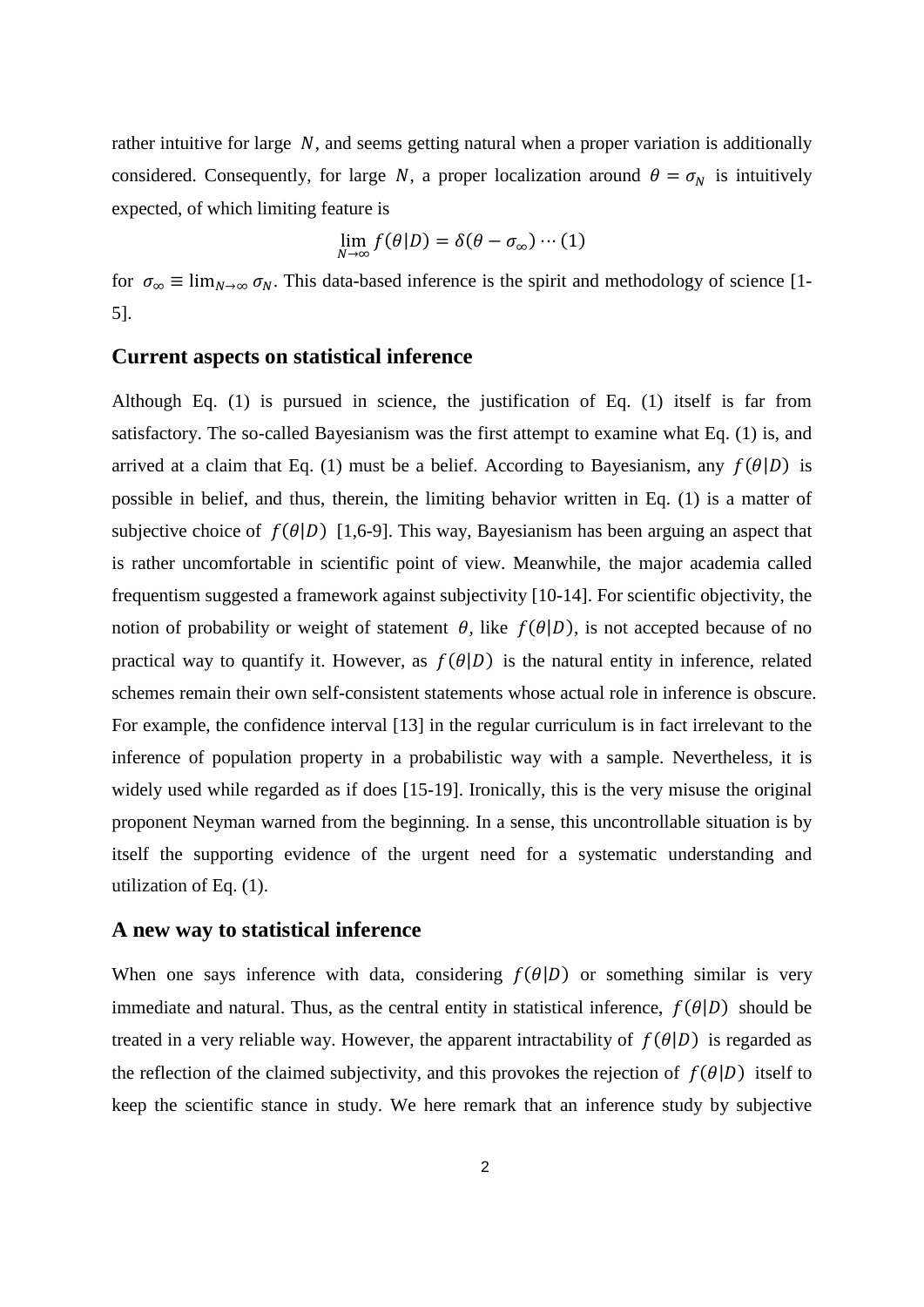rather intuitive for large $N$, and seems getting natural when a proper variation is additionally considered. Consequently, for large $N$, a proper localization around $\theta = \sigma_N$ is intuitively expected, of which limiting feature is

$$\lim_{N\to\infty} f(\theta|D) = \delta(\theta - \sigma_\infty) \cdots (1)$$

for $\sigma_\infty \equiv \lim_{N\to\infty} \sigma_N$. This data-based inference is the spirit and methodology of science [1-5].

## Current aspects on statistical inference

Although Eq. (1) is pursued in science, the justification of Eq. (1) itself is far from satisfactory. The so-called Bayesianism was the first attempt to examine what Eq. (1) is, and arrived at a claim that Eq. (1) must be a belief. According to Bayesianism, any $f(\theta|D)$ is possible in belief, and thus, therein, the limiting behavior written in Eq. (1) is a matter of subjective choice of $f(\theta|D)$ [1,6-9]. This way, Bayesianism has been arguing an aspect that is rather uncomfortable in scientific point of view. Meanwhile, the major academia called frequentism suggested a framework against subjectivity [10-14]. For scientific objectivity, the notion of probability or weight of statement $\theta$, like $f(\theta|D)$, is not accepted because of no practical way to quantify it. However, as $f(\theta|D)$ is the natural entity in inference, related schemes remain their own self-consistent statements whose actual role in inference is obscure. For example, the confidence interval [13] in the regular curriculum is in fact irrelevant to the inference of population property in a probabilistic way with a sample. Nevertheless, it is widely used while regarded as if does [15-19]. Ironically, this is the very misuse the original proponent Neyman warned from the beginning. In a sense, this uncontrollable situation is by itself the supporting evidence of the urgent need for a systematic understanding and utilization of Eq. (1).

## A new way to statistical inference

When one says inference with data, considering $f(\theta|D)$ or something similar is very immediate and natural. Thus, as the central entity in statistical inference, $f(\theta|D)$ should be treated in a very reliable way. However, the apparent intractability of $f(\theta|D)$ is regarded as the reflection of the claimed subjectivity, and this provokes the rejection of $f(\theta|D)$ itself to keep the scientific stance in study. We here remark that an inference study by subjective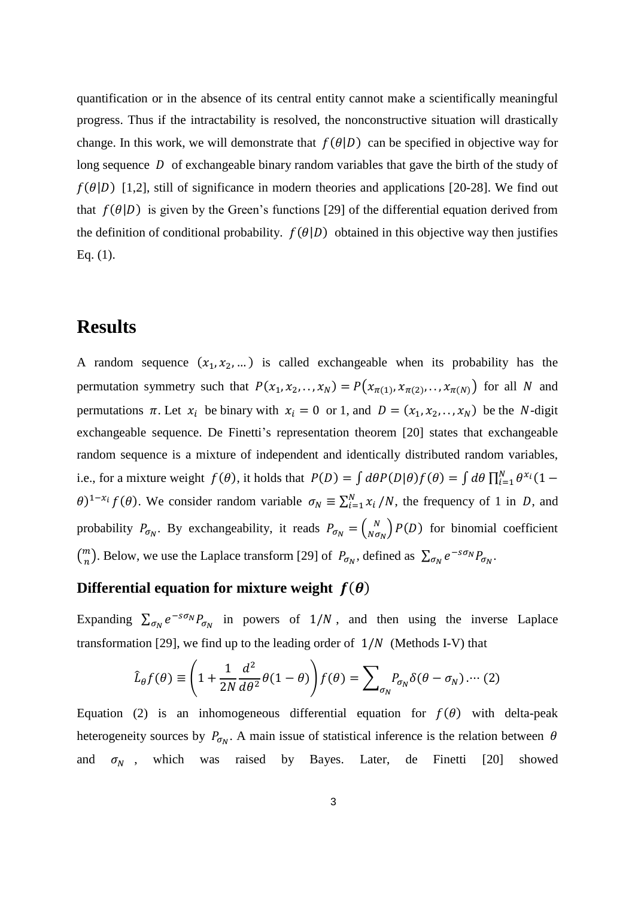quantification or in the absence of its central entity cannot make a scientifically meaningful progress. Thus if the intractability is resolved, the nonconstructive situation will drastically change. In this work, we will demonstrate that $f(\theta|D)$ can be specified in objective way for long sequence $D$ of exchangeable binary random variables that gave the birth of the study of $f(\theta|D)$ [1,2], still of significance in modern theories and applications [20-28]. We find out that $f(\theta|D)$ is given by the Green's functions [29] of the differential equation derived from the definition of conditional probability. $f(\theta|D)$ obtained in this objective way then justifies Eq. (1).

## Results

A random sequence $(x_1, x_2, \ldots)$ is called exchangeable when its probability has the permutation symmetry such that $P(x_1, x_2, .., x_N) = P(x_{\pi(1)}, x_{\pi(2)}, .., x_{\pi(N)})$ for all $N$ and permutations $\pi$. Let $x_i$ be binary with $x_i = 0$ or 1, and $D = (x_1, x_2, .., x_N)$ be the $N$-digit exchangeable sequence. De Finetti's representation theorem [20] states that exchangeable random sequence is a mixture of independent and identically distributed random variables, i.e., for a mixture weight $f(\theta)$, it holds that $P(D) = \int d\theta P(D|\theta) f(\theta) = \int d\theta \prod_{i=1}^{N} \theta^{x_i} (1-\theta)^{1-x_i} f(\theta)$. We consider random variable $\sigma_N \equiv \sum_{i=1}^{N} x_i / N$, the frequency of 1 in $D$, and probability $P_{\sigma_N}$. By exchangeability, it reads $P_{\sigma_N} = \binom{N}{N\sigma_N} P(D)$ for binomial coefficient $\binom{m}{n}$. Below, we use the Laplace transform [29] of $P_{\sigma_N}$, defined as $\sum_{\sigma_N} e^{-s\sigma_N} P_{\sigma_N}$.

### Differential equation for mixture weight $f(\theta)$

Expanding $\sum_{\sigma_N} e^{-s\sigma_N} P_{\sigma_N}$ in powers of $1/N$, and then using the inverse Laplace transformation [29], we find up to the leading order of $1/N$ (Methods I-V) that

$$\hat{L}_\theta f(\theta) \equiv \left(1 + \frac{1}{2N} \frac{d^2}{d\theta^2} \theta(1-\theta)\right) f(\theta) = \sum_{\sigma_N} P_{\sigma_N} \delta(\theta - \sigma_N) . \cdots (2)$$

Equation (2) is an inhomogeneous differential equation for $f(\theta)$ with delta-peak heterogeneity sources by $P_{\sigma_N}$. A main issue of statistical inference is the relation between $\theta$ and $\sigma_N$, which was raised by Bayes. Later, de Finetti [20] showed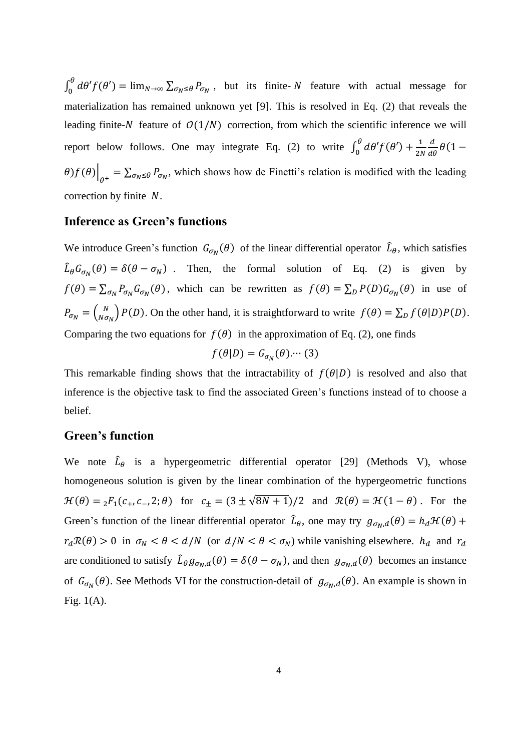$\int_0^\theta d\theta' f(\theta') = \lim_{N\to\infty} \sum_{\sigma_N \le \theta} P_{\sigma_N}$, but its finite-$N$ feature with actual message for materialization has remained unknown yet [9]. This is resolved in Eq. (2) that reveals the leading finite-$N$ feature of $O(1/N)$ correction, from which the scientific inference we will report below follows. One may integrate Eq. (2) to write $\int_0^\theta d\theta' f(\theta') + \frac{1}{2N}\frac{d}{d\theta}\theta(1-\theta)f(\theta)\Big|_{\theta^+} = \sum_{\sigma_N \le \theta} P_{\sigma_N}$, which shows how de Finetti's relation is modified with the leading correction by finite $N$.

## Inference as Green's functions

We introduce Green's function $G_{\sigma_N}(\theta)$ of the linear differential operator $\hat{L}_\theta$, which satisfies $\hat{L}_\theta G_{\sigma_N}(\theta) = \delta(\theta - \sigma_N)$. Then, the formal solution of Eq. (2) is given by $f(\theta) = \sum_{\sigma_N} P_{\sigma_N} G_{\sigma_N}(\theta)$, which can be rewritten as $f(\theta) = \sum_D P(D) G_{\sigma_N}(\theta)$ in use of $P_{\sigma_N} = \binom{N}{N\sigma_N} P(D)$. On the other hand, it is straightforward to write $f(\theta) = \sum_D f(\theta|D)P(D)$. Comparing the two equations for $f(\theta)$ in the approximation of Eq. (2), one finds

$$f(\theta|D) = G_{\sigma_N}(\theta). \cdots (3)$$

This remarkable finding shows that the intractability of $f(\theta|D)$ is resolved and also that inference is the objective task to find the associated Green's functions instead of to choose a belief.

## Green's function

We note $\hat{L}_\theta$ is a hypergeometric differential operator [29] (Methods V), whose homogeneous solution is given by the linear combination of the hypergeometric functions $\mathcal{H}(\theta) = {}_2F_1(c_+, c_-, 2; \theta)$ for $c_\pm = (3 \pm \sqrt{8N+1})/2$ and $\mathcal{R}(\theta) = \mathcal{H}(1-\theta)$. For the Green's function of the linear differential operator $\hat{L}_\theta$, one may try $g_{\sigma_N,d}(\theta) = h_d\mathcal{H}(\theta) + r_d\mathcal{R}(\theta) > 0$ in $\sigma_N < \theta < d/N$ (or $d/N < \theta < \sigma_N$) while vanishing elsewhere. $h_d$ and $r_d$ are conditioned to satisfy $\hat{L}_\theta g_{\sigma_N,d}(\theta) = \delta(\theta - \sigma_N)$, and then $g_{\sigma_N,d}(\theta)$ becomes an instance of $G_{\sigma_N}(\theta)$. See Methods VI for the construction-detail of $g_{\sigma_N,d}(\theta)$. An example is shown in Fig. 1(A).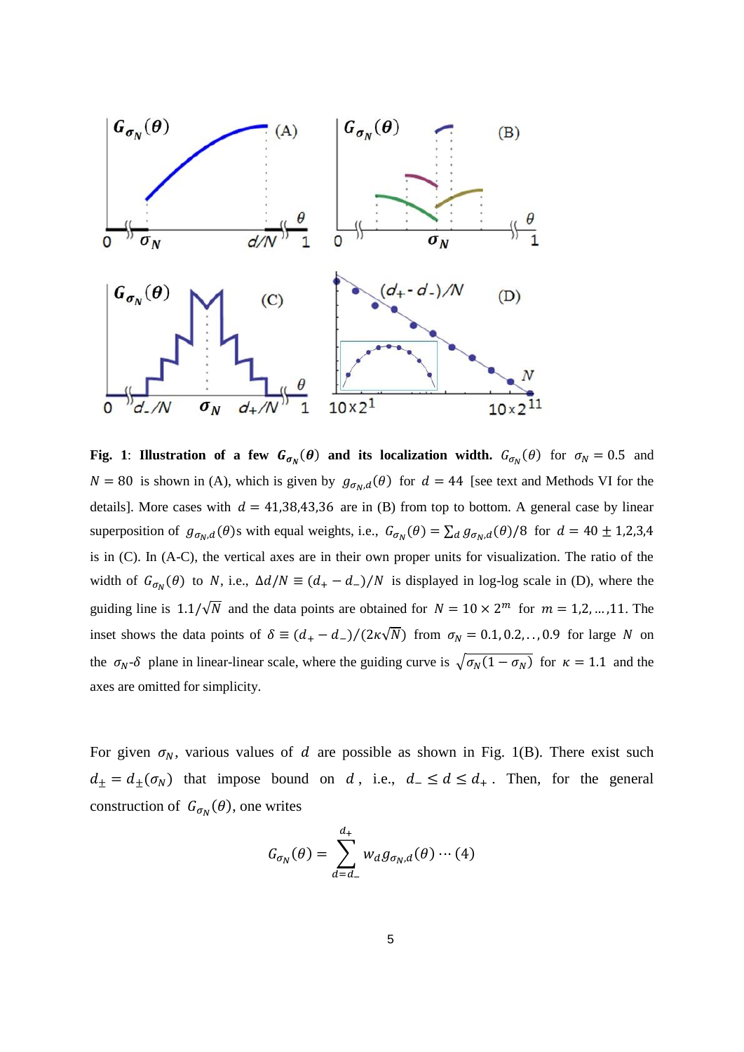**Fig. 1**: **Illustration of a few $G_{\sigma_N}(\theta)$ and its localization width.** $G_{\sigma_N}(\theta)$ for $\sigma_N = 0.5$ and $N = 80$ is shown in (A), which is given by $g_{\sigma_N,d}(\theta)$ for $d = 44$ [see text and Methods VI for the details]. More cases with $d = 41,38,43,36$ are in (B) from top to bottom. A general case by linear superposition of $g_{\sigma_N,d}(\theta)$s with equal weights, i.e., $G_{\sigma_N}(\theta) = \sum_d g_{\sigma_N,d}(\theta)/8$ for $d = 40 \pm 1,2,3,4$ is in (C). In (A-C), the vertical axes are in their own proper units for visualization. The ratio of the width of $G_{\sigma_N}(\theta)$ to $N$, i.e., $\Delta d/N \equiv (d_+ - d_-)/N$ is displayed in log-log scale in (D), where the guiding line is $1.1/\sqrt{N}$ and the data points are obtained for $N = 10 \times 2^m$ for $m = 1,2,\ldots,11$. The inset shows the data points of $\delta \equiv (d_+ - d_-)/(2\kappa\sqrt{N})$ from $\sigma_N = 0.1, 0.2, \ldots, 0.9$ for large $N$ on the $\sigma_N$-$\delta$ plane in linear-linear scale, where the guiding curve is $\sqrt{\sigma_N(1-\sigma_N)}$ for $\kappa = 1.1$ and the axes are omitted for simplicity.

For given $\sigma_N$, various values of $d$ are possible as shown in Fig. 1(B). There exist such $d_\pm = d_\pm(\sigma_N)$ that impose bound on $d$, i.e., $d_- \leq d \leq d_+$. Then, for the general construction of $G_{\sigma_N}(\theta)$, one writes

$$G_{\sigma_N}(\theta) = \sum_{d=d_-}^{d_+} w_d g_{\sigma_N,d}(\theta) \cdots (4)$$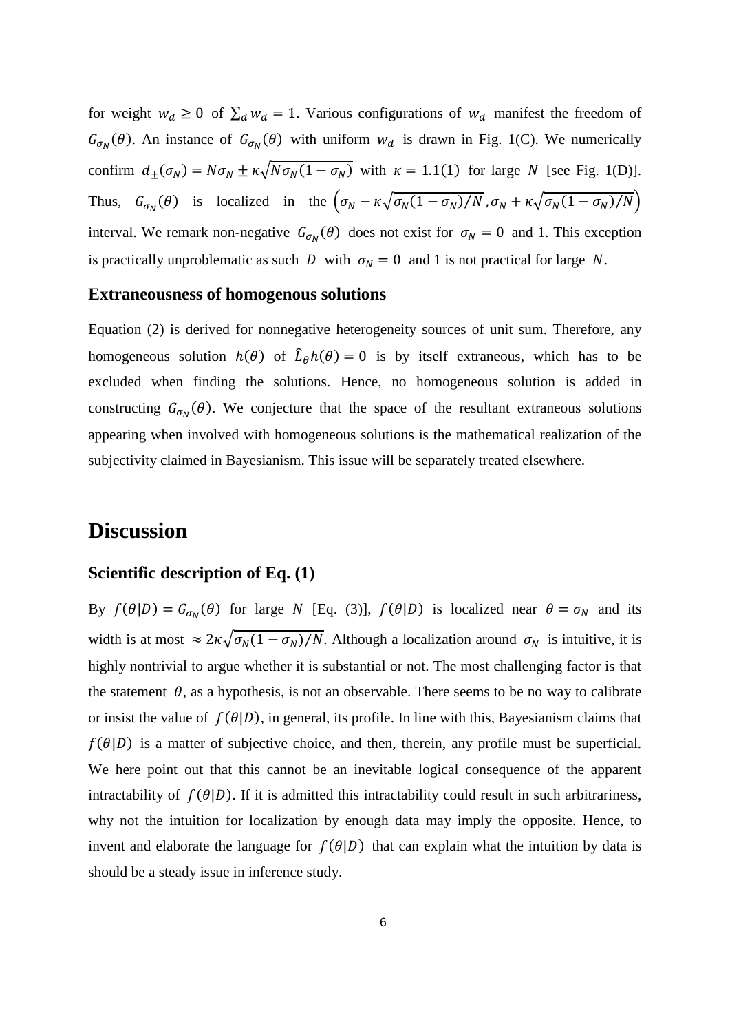for weight $w_d \geq 0$ of $\sum_d w_d = 1$. Various configurations of $w_d$ manifest the freedom of $G_{\sigma_N}(\theta)$. An instance of $G_{\sigma_N}(\theta)$ with uniform $w_d$ is drawn in Fig. 1(C). We numerically confirm $d_\pm(\sigma_N) = N\sigma_N \pm \kappa\sqrt{N\sigma_N(1-\sigma_N)}$ with $\kappa = 1.1(1)$ for large $N$ [see Fig. 1(D)]. Thus, $G_{\sigma_N}(\theta)$ is localized in the $\left(\sigma_N - \kappa\sqrt{\sigma_N(1-\sigma_N)/N}, \sigma_N + \kappa\sqrt{\sigma_N(1-\sigma_N)/N}\right)$ interval. We remark non-negative $G_{\sigma_N}(\theta)$ does not exist for $\sigma_N = 0$ and 1. This exception is practically unproblematic as such $D$ with $\sigma_N = 0$ and 1 is not practical for large $N$.

### Extraneousness of homogenous solutions

Equation (2) is derived for nonnegative heterogeneity sources of unit sum. Therefore, any homogeneous solution $h(\theta)$ of $\hat{L}_\theta h(\theta) = 0$ is by itself extraneous, which has to be excluded when finding the solutions. Hence, no homogeneous solution is added in constructing $G_{\sigma_N}(\theta)$. We conjecture that the space of the resultant extraneous solutions appearing when involved with homogeneous solutions is the mathematical realization of the subjectivity claimed in Bayesianism. This issue will be separately treated elsewhere.

## Discussion

### Scientific description of Eq. (1)

By $f(\theta|D) = G_{\sigma_N}(\theta)$ for large $N$ [Eq. (3)], $f(\theta|D)$ is localized near $\theta = \sigma_N$ and its width is at most $\approx 2\kappa\sqrt{\sigma_N(1-\sigma_N)/N}$. Although a localization around $\sigma_N$ is intuitive, it is highly nontrivial to argue whether it is substantial or not. The most challenging factor is that the statement $\theta$, as a hypothesis, is not an observable. There seems to be no way to calibrate or insist the value of $f(\theta|D)$, in general, its profile. In line with this, Bayesianism claims that $f(\theta|D)$ is a matter of subjective choice, and then, therein, any profile must be superficial. We here point out that this cannot be an inevitable logical consequence of the apparent intractability of $f(\theta|D)$. If it is admitted this intractability could result in such arbitrariness, why not the intuition for localization by enough data may imply the opposite. Hence, to invent and elaborate the language for $f(\theta|D)$ that can explain what the intuition by data is should be a steady issue in inference study.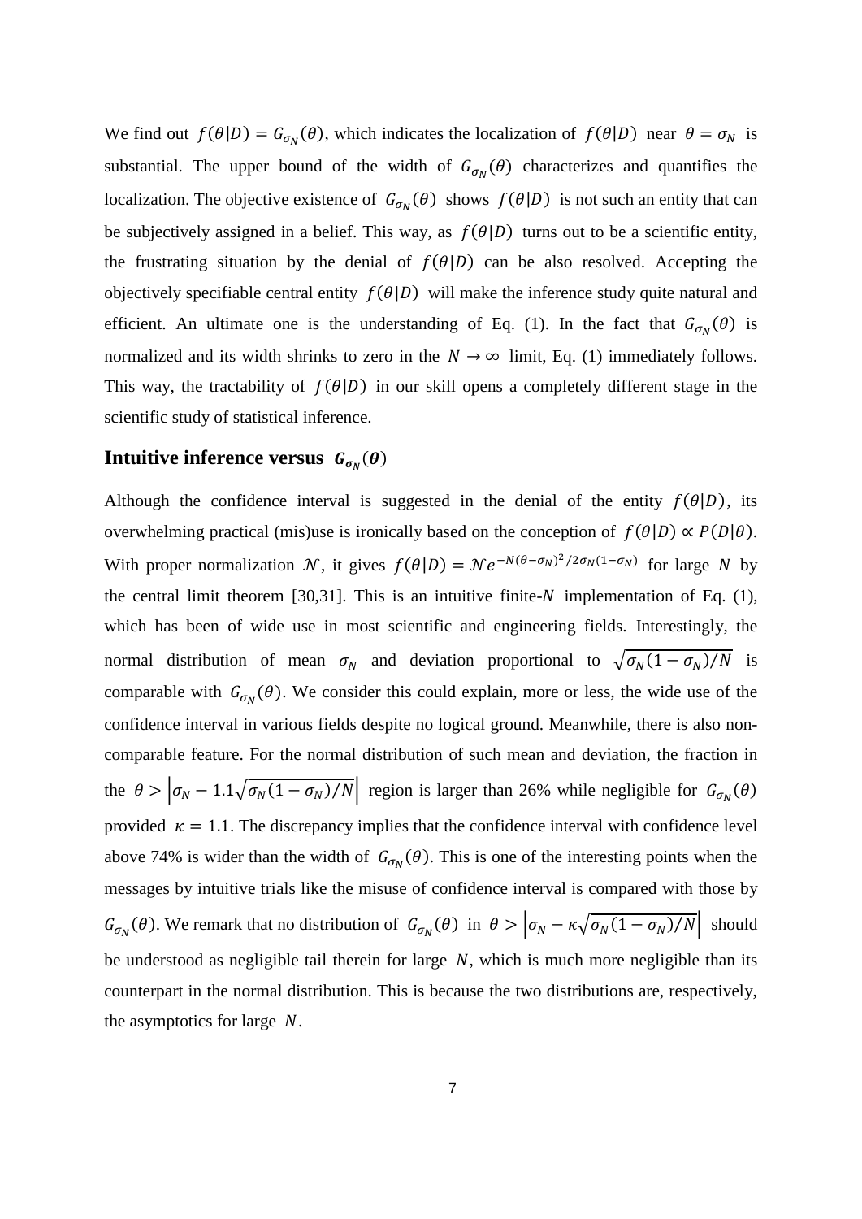We find out $f(\theta|D) = G_{\sigma_N}(\theta)$, which indicates the localization of $f(\theta|D)$ near $\theta = \sigma_N$ is substantial. The upper bound of the width of $G_{\sigma_N}(\theta)$ characterizes and quantifies the localization. The objective existence of $G_{\sigma_N}(\theta)$ shows $f(\theta|D)$ is not such an entity that can be subjectively assigned in a belief. This way, as $f(\theta|D)$ turns out to be a scientific entity, the frustrating situation by the denial of $f(\theta|D)$ can be also resolved. Accepting the objectively specifiable central entity $f(\theta|D)$ will make the inference study quite natural and efficient. An ultimate one is the understanding of Eq. (1). In the fact that $G_{\sigma_N}(\theta)$ is normalized and its width shrinks to zero in the $N \to \infty$ limit, Eq. (1) immediately follows. This way, the tractability of $f(\theta|D)$ in our skill opens a completely different stage in the scientific study of statistical inference.

## Intuitive inference versus $G_{\sigma_N}(\theta)$

Although the confidence interval is suggested in the denial of the entity $f(\theta|D)$, its overwhelming practical (mis)use is ironically based on the conception of $f(\theta|D) \propto P(D|\theta)$. With proper normalization $\mathcal{N}$, it gives $f(\theta|D) = \mathcal{N} e^{-N(\theta-\sigma_N)^2/2\sigma_N(1-\sigma_N)}$ for large $N$ by the central limit theorem [30,31]. This is an intuitive finite-$N$ implementation of Eq. (1), which has been of wide use in most scientific and engineering fields. Interestingly, the normal distribution of mean $\sigma_N$ and deviation proportional to $\sqrt{\sigma_N(1-\sigma_N)/N}$ is comparable with $G_{\sigma_N}(\theta)$. We consider this could explain, more or less, the wide use of the confidence interval in various fields despite no logical ground. Meanwhile, there is also non-comparable feature. For the normal distribution of such mean and deviation, the fraction in the $\theta > \left|\sigma_N - 1.1\sqrt{\sigma_N(1-\sigma_N)/N}\right|$ region is larger than 26% while negligible for $G_{\sigma_N}(\theta)$ provided $\kappa = 1.1$. The discrepancy implies that the confidence interval with confidence level above 74% is wider than the width of $G_{\sigma_N}(\theta)$. This is one of the interesting points when the messages by intuitive trials like the misuse of confidence interval is compared with those by $G_{\sigma_N}(\theta)$. We remark that no distribution of $G_{\sigma_N}(\theta)$ in $\theta > \left|\sigma_N - \kappa\sqrt{\sigma_N(1-\sigma_N)/N}\right|$ should be understood as negligible tail therein for large $N$, which is much more negligible than its counterpart in the normal distribution. This is because the two distributions are, respectively, the asymptotics for large $N$.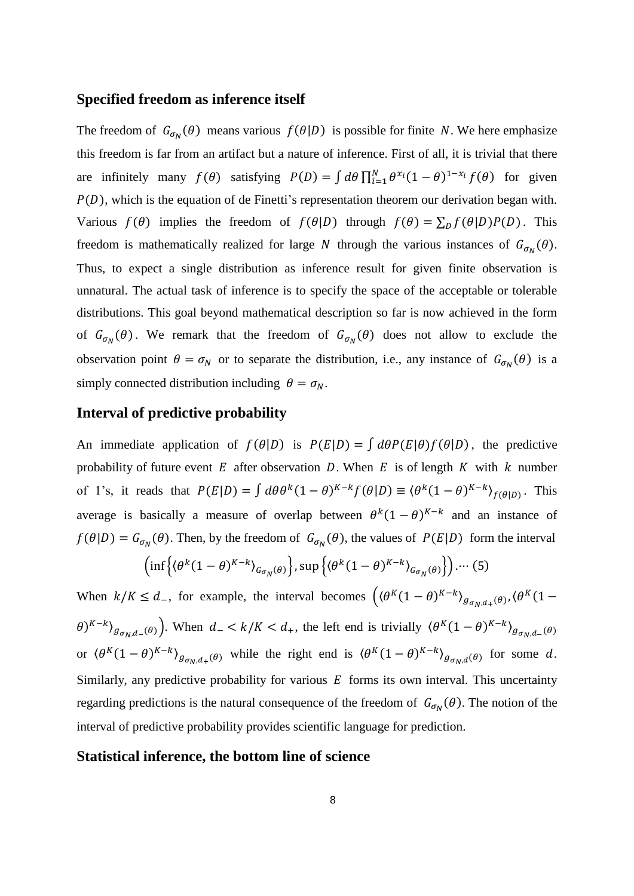## Specified freedom as inference itself

The freedom of $G_{\sigma_N}(\theta)$ means various $f(\theta|D)$ is possible for finite $N$. We here emphasize this freedom is far from an artifact but a nature of inference. First of all, it is trivial that there are infinitely many $f(\theta)$ satisfying $P(D) = \int d\theta \prod_{i=1}^{N} \theta^{x_i}(1-\theta)^{1-x_i} f(\theta)$ for given $P(D)$, which is the equation of de Finetti's representation theorem our derivation began with. Various $f(\theta)$ implies the freedom of $f(\theta|D)$ through $f(\theta) = \sum_D f(\theta|D)P(D)$. This freedom is mathematically realized for large $N$ through the various instances of $G_{\sigma_N}(\theta)$. Thus, to expect a single distribution as inference result for given finite observation is unnatural. The actual task of inference is to specify the space of the acceptable or tolerable distributions. This goal beyond mathematical description so far is now achieved in the form of $G_{\sigma_N}(\theta)$. We remark that the freedom of $G_{\sigma_N}(\theta)$ does not allow to exclude the observation point $\theta = \sigma_N$ or to separate the distribution, i.e., any instance of $G_{\sigma_N}(\theta)$ is a simply connected distribution including $\theta = \sigma_N$.

## Interval of predictive probability

An immediate application of $f(\theta|D)$ is $P(E|D) = \int d\theta P(E|\theta) f(\theta|D)$, the predictive probability of future event $E$ after observation $D$. When $E$ is of length $K$ with $k$ number of 1's, it reads that $P(E|D) = \int d\theta \theta^k(1-\theta)^{K-k} f(\theta|D) \equiv \langle \theta^k(1-\theta)^{K-k} \rangle_{f(\theta|D)}$. This average is basically a measure of overlap between $\theta^k(1-\theta)^{K-k}$ and an instance of $f(\theta|D) = G_{\sigma_N}(\theta)$. Then, by the freedom of $G_{\sigma_N}(\theta)$, the values of $P(E|D)$ form the interval

$$\left(\inf\left\{\langle \theta^k(1-\theta)^{K-k} \rangle_{G_{\sigma_N}(\theta)}\right\}, \sup\left\{\langle \theta^k(1-\theta)^{K-k} \rangle_{G_{\sigma_N}(\theta)}\right\}\right) \cdots (5)$$

When $k/K \le d_-$, for example, the interval becomes $\left(\langle \theta^K(1-\theta)^{K-k} \rangle_{g_{\sigma_N,d_+}(\theta)}, \langle \theta^K(1-\theta)^{K-k} \rangle_{g_{\sigma_N,d_-}(\theta)}\right)$. When $d_- < k/K < d_+$, the left end is trivially $\langle \theta^K(1-\theta)^{K-k} \rangle_{g_{\sigma_N,d_-}(\theta)}$ or $\langle \theta^K(1-\theta)^{K-k} \rangle_{g_{\sigma_N,d_+}(\theta)}$ while the right end is $\langle \theta^K(1-\theta)^{K-k} \rangle_{g_{\sigma_N,d}(\theta)}$ for some $d$. Similarly, any predictive probability for various $E$ forms its own interval. This uncertainty regarding predictions is the natural consequence of the freedom of $G_{\sigma_N}(\theta)$. The notion of the interval of predictive probability provides scientific language for prediction.

## Statistical inference, the bottom line of science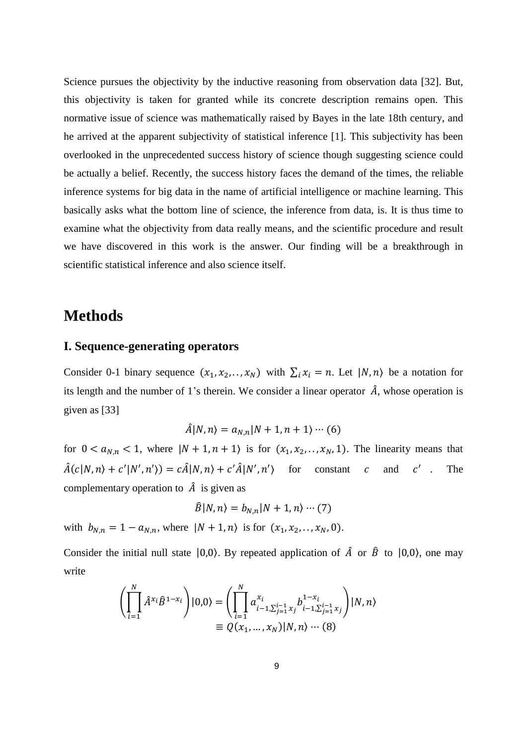Science pursues the objectivity by the inductive reasoning from observation data [32]. But, this objectivity is taken for granted while its concrete description remains open. This normative issue of science was mathematically raised by Bayes in the late 18th century, and he arrived at the apparent subjectivity of statistical inference [1]. This subjectivity has been overlooked in the unprecedented success history of science though suggesting science could be actually a belief. Recently, the success history faces the demand of the times, the reliable inference systems for big data in the name of artificial intelligence or machine learning. This basically asks what the bottom line of science, the inference from data, is. It is thus time to examine what the objectivity from data really means, and the scientific procedure and result we have discovered in this work is the answer. Our finding will be a breakthrough in scientific statistical inference and also science itself.

# Methods

## I. Sequence-generating operators

Consider 0-1 binary sequence $(x_1, x_2, .., x_N)$ with $\sum_i x_i = n$. Let $|N, n\rangle$ be a notation for its length and the number of 1's therein. We consider a linear operator $\hat{A}$, whose operation is given as [33]

$$\hat{A}|N, n\rangle = a_{N,n}|N+1, n+1\rangle \cdots (6)$$

for $0 < a_{N,n} < 1$, where $|N+1, n+1\rangle$ is for $(x_1, x_2, .., x_N, 1)$. The linearity means that $\hat{A}(c|N, n\rangle + c'|N', n'\rangle) = c\hat{A}|N, n\rangle + c'\hat{A}|N', n'\rangle$ for constant $c$ and $c'$. The complementary operation to $\hat{A}$ is given as

$$\hat{B}|N, n\rangle = b_{N,n}|N+1, n\rangle \cdots (7)$$

with $b_{N,n} = 1 - a_{N,n}$, where $|N+1, n\rangle$ is for $(x_1, x_2, .., x_N, 0)$.

Consider the initial null state $|0,0\rangle$. By repeated application of $\hat{A}$ or $\hat{B}$ to $|0,0\rangle$, one may write

$$\left(\prod_{i=1}^{N} \hat{A}^{x_i} \hat{B}^{1-x_i}\right)|0,0\rangle = \left(\prod_{i=1}^{N} a^{x_i}_{i-1, \sum_{j=1}^{i-1} x_j} b^{1-x_i}_{i-1, \sum_{j=1}^{i-1} x_j}\right)|N, n\rangle$$
$$\equiv Q(x_1, \dots, x_N)|N, n\rangle \cdots (8)$$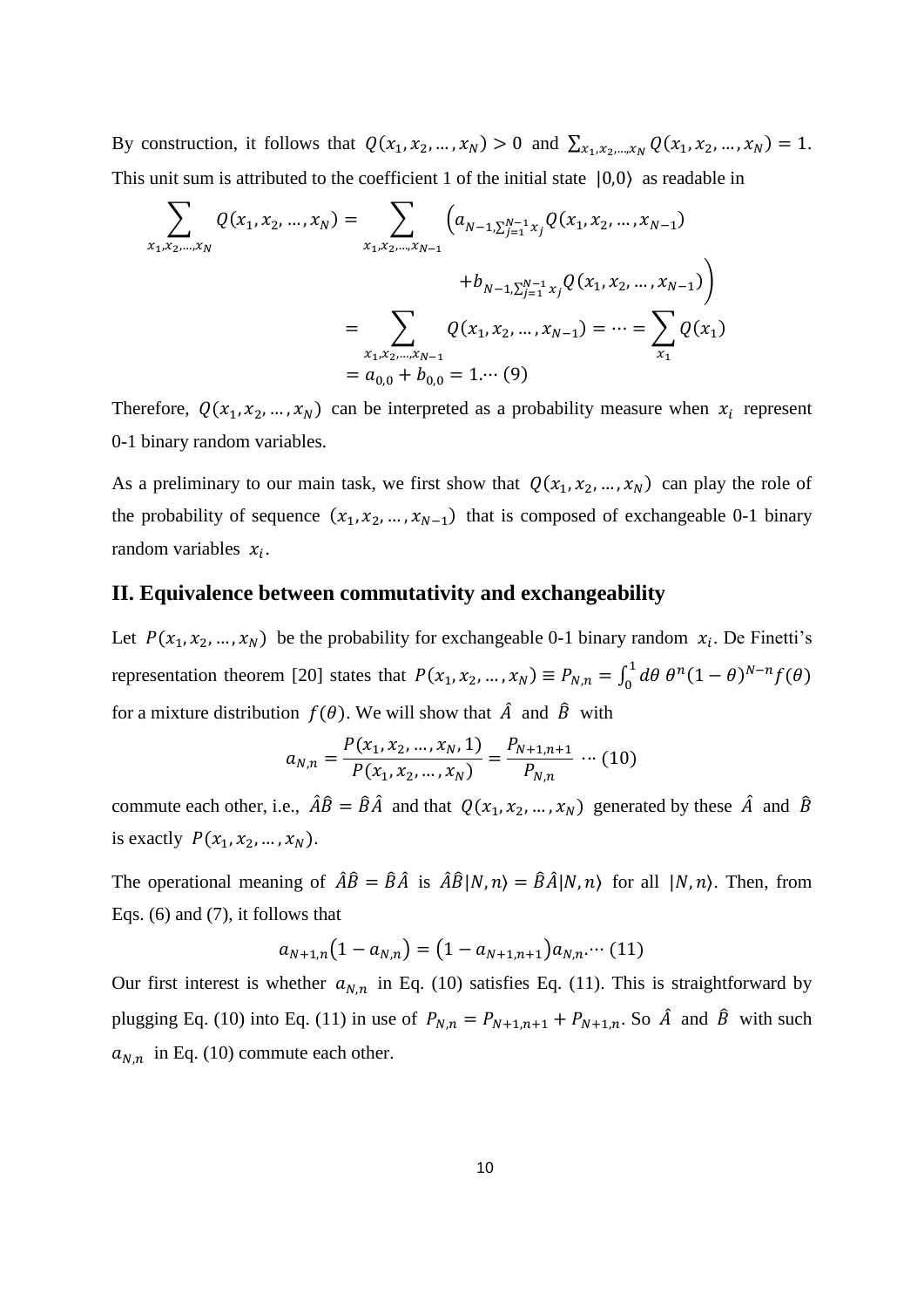By construction, it follows that $Q(x_1, x_2, \dots, x_N) > 0$ and $\sum_{x_1,x_2,\dots,x_N} Q(x_1, x_2, \dots, x_N) = 1$. This unit sum is attributed to the coefficient 1 of the initial state $|0,0\rangle$ as readable in

$$
\begin{aligned}
\sum_{x_1,x_2,\dots,x_N} Q(x_1, x_2, \dots, x_N) &= \sum_{x_1,x_2,\dots,x_{N-1}} \Big( a_{N-1,\sum_{j=1}^{N-1} x_j} Q(x_1, x_2, \dots, x_{N-1}) \\
&\qquad\qquad + b_{N-1,\sum_{j=1}^{N-1} x_j} Q(x_1, x_2, \dots, x_{N-1}) \Big) \\
&= \sum_{x_1,x_2,\dots,x_{N-1}} Q(x_1, x_2, \dots, x_{N-1}) = \cdots = \sum_{x_1} Q(x_1) \\
&= a_{0,0} + b_{0,0} = 1. \cdots (9)
\end{aligned}
$$

Therefore, $Q(x_1, x_2, \dots, x_N)$ can be interpreted as a probability measure when $x_i$ represent 0-1 binary random variables.

As a preliminary to our main task, we first show that $Q(x_1, x_2, \dots, x_N)$ can play the role of the probability of sequence $(x_1, x_2, \dots, x_{N-1})$ that is composed of exchangeable 0-1 binary random variables $x_i$.

## II. Equivalence between commutativity and exchangeability

Let $P(x_1, x_2, \dots, x_N)$ be the probability for exchangeable 0-1 binary random $x_i$. De Finetti's representation theorem [20] states that $P(x_1, x_2, \dots, x_N) \equiv P_{N,n} = \int_0^1 d\theta\, \theta^n (1-\theta)^{N-n} f(\theta)$ for a mixture distribution $f(\theta)$. We will show that $\hat{A}$ and $\hat{B}$ with

$$
a_{N,n} = \frac{P(x_1, x_2, \dots, x_N, 1)}{P(x_1, x_2, \dots, x_N)} = \frac{P_{N+1,n+1}}{P_{N,n}} \cdots (10)
$$

commute each other, i.e., $\hat{A}\hat{B} = \hat{B}\hat{A}$ and that $Q(x_1, x_2, \dots, x_N)$ generated by these $\hat{A}$ and $\hat{B}$ is exactly $P(x_1, x_2, \dots, x_N)$.

The operational meaning of $\hat{A}\hat{B} = \hat{B}\hat{A}$ is $\hat{A}\hat{B}|N,n\rangle = \hat{B}\hat{A}|N,n\rangle$ for all $|N,n\rangle$. Then, from Eqs. (6) and (7), it follows that

$$
a_{N+1,n}(1 - a_{N,n}) = (1 - a_{N+1,n+1}) a_{N,n}. \cdots (11)
$$

Our first interest is whether $a_{N,n}$ in Eq. (10) satisfies Eq. (11). This is straightforward by plugging Eq. (10) into Eq. (11) in use of $P_{N,n} = P_{N+1,n+1} + P_{N+1,n}$. So $\hat{A}$ and $\hat{B}$ with such $a_{N,n}$ in Eq. (10) commute each other.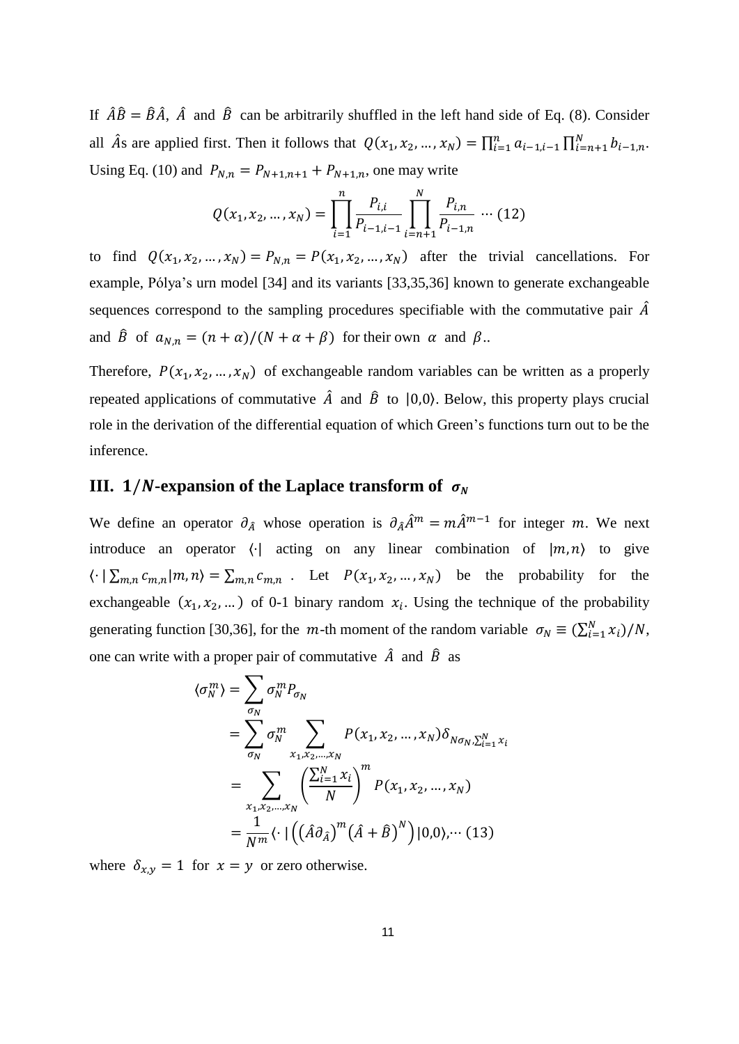If $\hat{A}\hat{B} = \hat{B}\hat{A}$, $\hat{A}$ and $\hat{B}$ can be arbitrarily shuffled in the left hand side of Eq. (8). Consider all $\hat{A}$s are applied first. Then it follows that $Q(x_1, x_2, \ldots, x_N) = \prod_{i=1}^{n} a_{i-1,i-1} \prod_{i=n+1}^{N} b_{i-1,n}$. Using Eq. (10) and $P_{N,n} = P_{N+1,n+1} + P_{N+1,n}$, one may write

$$Q(x_1, x_2, \ldots, x_N) = \prod_{i=1}^{n} \frac{P_{i,i}}{P_{i-1,i-1}} \prod_{i=n+1}^{N} \frac{P_{i,n}}{P_{i-1,n}} \cdots (12)$$

to find $Q(x_1, x_2, \ldots, x_N) = P_{N,n} = P(x_1, x_2, \ldots, x_N)$ after the trivial cancellations. For example, Pólya's urn model [34] and its variants [33,35,36] known to generate exchangeable sequences correspond to the sampling procedures specifiable with the commutative pair $\hat{A}$ and $\hat{B}$ of $a_{N,n} = (n+\alpha)/(N+\alpha+\beta)$ for their own $\alpha$ and $\beta$..

Therefore, $P(x_1, x_2, \ldots, x_N)$ of exchangeable random variables can be written as a properly repeated applications of commutative $\hat{A}$ and $\hat{B}$ to $|0,0\rangle$. Below, this property plays crucial role in the derivation of the differential equation of which Green's functions turn out to be the inference.

## III. $1/N$-expansion of the Laplace transform of $\sigma_N$

We define an operator $\partial_{\hat{A}}$ whose operation is $\partial_{\hat{A}} \hat{A}^m = m\hat{A}^{m-1}$ for integer $m$. We next introduce an operator $\langle \cdot |$ acting on any linear combination of $|m,n\rangle$ to give $\langle \cdot | \sum_{m,n} c_{m,n} |m,n\rangle = \sum_{m,n} c_{m,n}$ . Let $P(x_1, x_2, \ldots, x_N)$ be the probability for the exchangeable $(x_1, x_2, \ldots)$ of 0-1 binary random $x_i$. Using the technique of the probability generating function [30,36], for the $m$-th moment of the random variable $\sigma_N \equiv (\sum_{i=1}^{N} x_i)/N$, one can write with a proper pair of commutative $\hat{A}$ and $\hat{B}$ as

$$\begin{aligned}
\langle \sigma_N^m \rangle &= \sum_{\sigma_N} \sigma_N^m P_{\sigma_N} \\
&= \sum_{\sigma_N} \sigma_N^m \sum_{x_1, x_2, \ldots, x_N} P(x_1, x_2, \ldots, x_N) \delta_{N\sigma_N, \sum_{i=1}^{N} x_i} \\
&= \sum_{x_1, x_2, \ldots, x_N} \left( \frac{\sum_{i=1}^{N} x_i}{N} \right)^m P(x_1, x_2, \ldots, x_N) \\
&= \frac{1}{N^m} \langle \cdot | \left( \left( \hat{A}\partial_{\hat{A}} \right)^m \left( \hat{A} + \hat{B} \right)^N \right) |0,0\rangle, \cdots (13)
\end{aligned}$$

where $\delta_{x,y} = 1$ for $x = y$ or zero otherwise.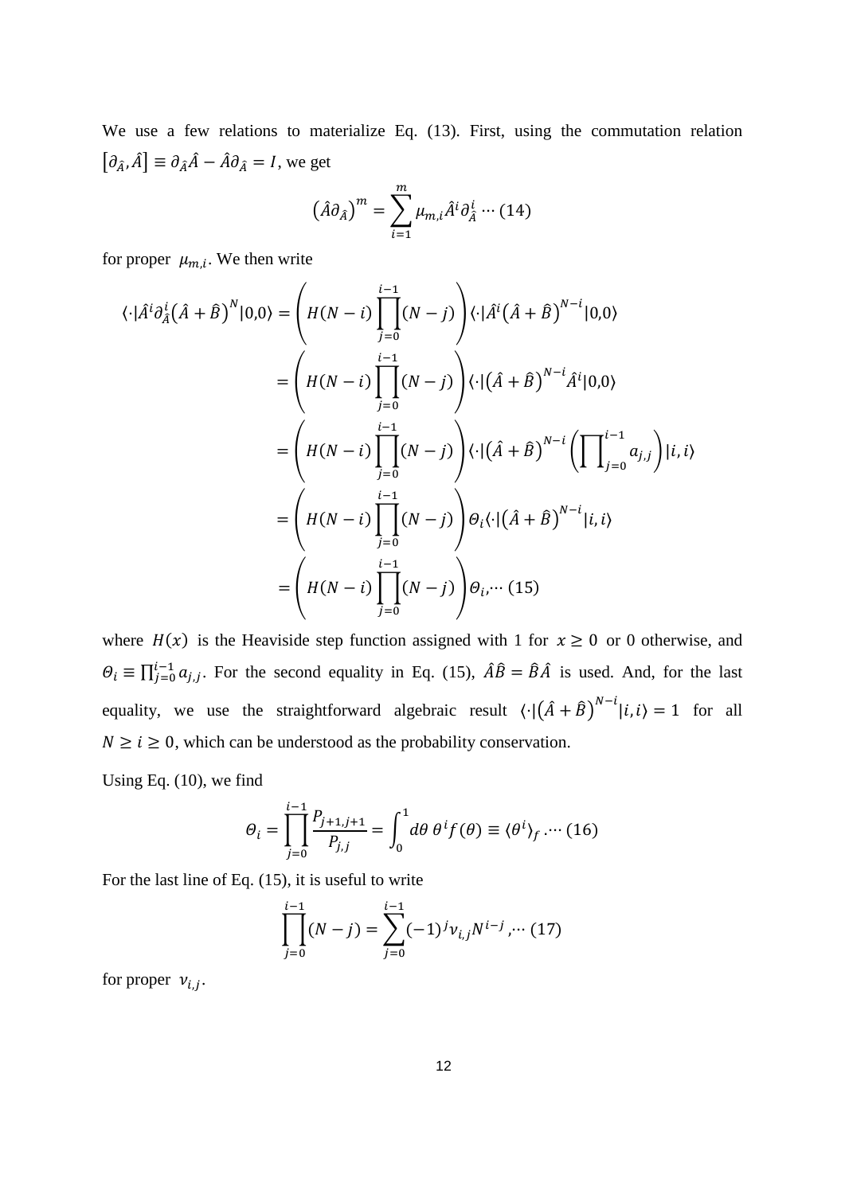We use a few relations to materialize Eq. (13). First, using the commutation relation $[\partial_{\hat{A}}, \hat{A}] \equiv \partial_{\hat{A}}\hat{A} - \hat{A}\partial_{\hat{A}} = I$, we get

$$\left(\hat{A}\partial_{\hat{A}}\right)^m = \sum_{i=1}^{m} \mu_{m,i} \hat{A}^i \partial_{\hat{A}}^i \cdots (14)$$

for proper $\mu_{m,i}$. We then write

$$\begin{aligned}
\langle\cdot|\hat{A}^i\partial_{\hat{A}}^i\left(\hat{A}+\hat{B}\right)^N|0,0\rangle &= \left(H(N-i)\prod_{j=0}^{i-1}(N-j)\right)\langle\cdot|\hat{A}^i\left(\hat{A}+\hat{B}\right)^{N-i}|0,0\rangle \\
&= \left(H(N-i)\prod_{j=0}^{i-1}(N-j)\right)\langle\cdot|\left(\hat{A}+\hat{B}\right)^{N-i}\hat{A}^i|0,0\rangle \\
&= \left(H(N-i)\prod_{j=0}^{i-1}(N-j)\right)\langle\cdot|\left(\hat{A}+\hat{B}\right)^{N-i}\left(\prod\nolimits_{j=0}^{i-1}a_{j,j}\right)|i,i\rangle \\
&= \left(H(N-i)\prod_{j=0}^{i-1}(N-j)\right)\Theta_i\langle\cdot|\left(\hat{A}+\hat{B}\right)^{N-i}|i,i\rangle \\
&= \left(H(N-i)\prod_{j=0}^{i-1}(N-j)\right)\Theta_i, \cdots (15)
\end{aligned}$$

where $H(x)$ is the Heaviside step function assigned with 1 for $x \geq 0$ or 0 otherwise, and $\Theta_i \equiv \prod_{j=0}^{i-1} a_{j,j}$. For the second equality in Eq. (15), $\hat{A}\hat{B} = \hat{B}\hat{A}$ is used. And, for the last equality, we use the straightforward algebraic result $\langle\cdot|\left(\hat{A}+\hat{B}\right)^{N-i}|i,i\rangle = 1$ for all $N \geq i \geq 0$, which can be understood as the probability conservation.

Using Eq. (10), we find

$$\Theta_i = \prod_{j=0}^{i-1}\frac{P_{j+1,j+1}}{P_{j,j}} = \int_0^1 d\theta\, \theta^i f(\theta) \equiv \langle\theta^i\rangle_f . \cdots (16)$$

For the last line of Eq. (15), it is useful to write

$$\prod_{j=0}^{i-1}(N-j) = \sum_{j=0}^{i-1}(-1)^j \nu_{i,j} N^{i-j}, \cdots (17)$$

for proper $\nu_{i,j}$.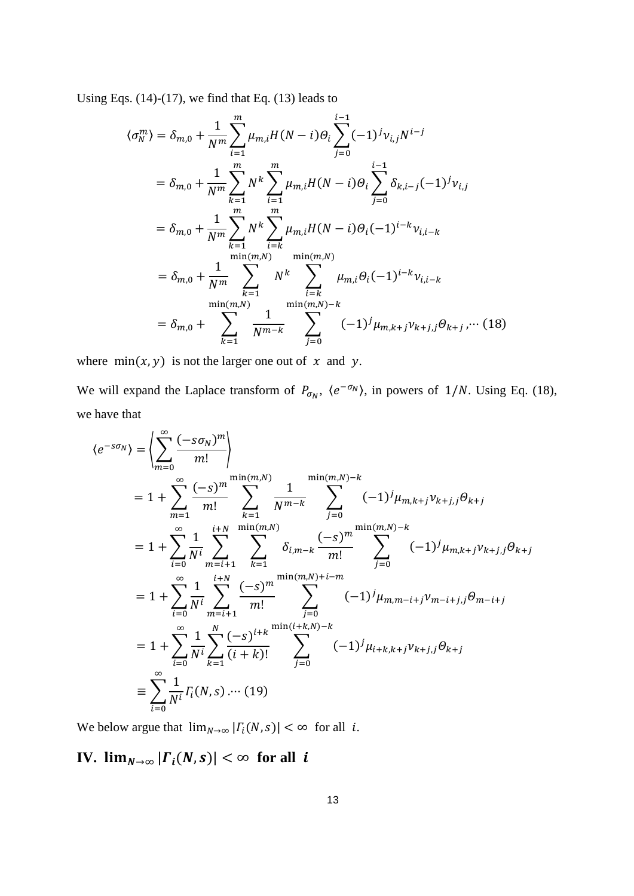Using Eqs. (14)-(17), we find that Eq. (13) leads to

$$
\begin{aligned}
\langle \sigma_N^m \rangle &= \delta_{m,0} + \frac{1}{N^m}\sum_{i=1}^{m} \mu_{m,i} H(N-i)\Theta_i \sum_{j=0}^{i-1} (-1)^j \nu_{i,j} N^{i-j} \\
&= \delta_{m,0} + \frac{1}{N^m}\sum_{k=1}^{m} N^k \sum_{i=1}^{m} \mu_{m,i} H(N-i)\Theta_i \sum_{j=0}^{i-1} \delta_{k,i-j} (-1)^j \nu_{i,j} \\
&= \delta_{m,0} + \frac{1}{N^m}\sum_{k=1}^{m} N^k \sum_{i=k}^{m} \mu_{m,i} H(N-i)\Theta_i (-1)^{i-k} \nu_{i,i-k} \\
&= \delta_{m,0} + \frac{1}{N^m}\sum_{k=1}^{\min(m,N)} N^k \sum_{i=k}^{\min(m,N)} \mu_{m,i} \Theta_i (-1)^{i-k} \nu_{i,i-k} \\
&= \delta_{m,0} + \sum_{k=1}^{\min(m,N)} \frac{1}{N^{m-k}} \sum_{j=0}^{\min(m,N)-k} (-1)^j \mu_{m,k+j} \nu_{k+j,j} \Theta_{k+j} \,, \cdots (18)
\end{aligned}
$$

where $\min(x, y)$ is not the larger one out of $x$ and $y$.

We will expand the Laplace transform of $P_{\sigma_N}$, $\langle e^{-\sigma_N} \rangle$, in powers of $1/N$. Using Eq. (18), we have that

$$
\begin{aligned}
\langle e^{-s\sigma_N} \rangle &= \left\langle \sum_{m=0}^{\infty} \frac{(-s\sigma_N)^m}{m!} \right\rangle \\
&= 1 + \sum_{m=1}^{\infty} \frac{(-s)^m}{m!} \sum_{k=1}^{\min(m,N)} \frac{1}{N^{m-k}} \sum_{j=0}^{\min(m,N)-k} (-1)^j \mu_{m,k+j} \nu_{k+j,j} \Theta_{k+j} \\
&= 1 + \sum_{i=0}^{\infty} \frac{1}{N^i} \sum_{m=i+1}^{i+N} \sum_{k=1}^{\min(m,N)} \delta_{i,m-k} \frac{(-s)^m}{m!} \sum_{j=0}^{\min(m,N)-k} (-1)^j \mu_{m,k+j} \nu_{k+j,j} \Theta_{k+j} \\
&= 1 + \sum_{i=0}^{\infty} \frac{1}{N^i} \sum_{m=i+1}^{i+N} \frac{(-s)^m}{m!} \sum_{j=0}^{\min(m,N)+i-m} (-1)^j \mu_{m,m-i+j} \nu_{m-i+j,j} \Theta_{m-i+j} \\
&= 1 + \sum_{i=0}^{\infty} \frac{1}{N^i} \sum_{k=1}^{N} \frac{(-s)^{i+k}}{(i+k)!} \sum_{j=0}^{\min(i+k,N)-k} (-1)^j \mu_{i+k,k+j} \nu_{k+j,j} \Theta_{k+j} \\
&\equiv \sum_{i=0}^{\infty} \frac{1}{N^i} \Gamma_i(N,s) \,. \cdots (19)
\end{aligned}
$$

We below argue that $\lim_{N\to\infty} |\Gamma_i(N,s)| < \infty$ for all $i$.

## IV. $\lim_{N\to\infty} |\Gamma_i(N,s)| < \infty$ for all $i$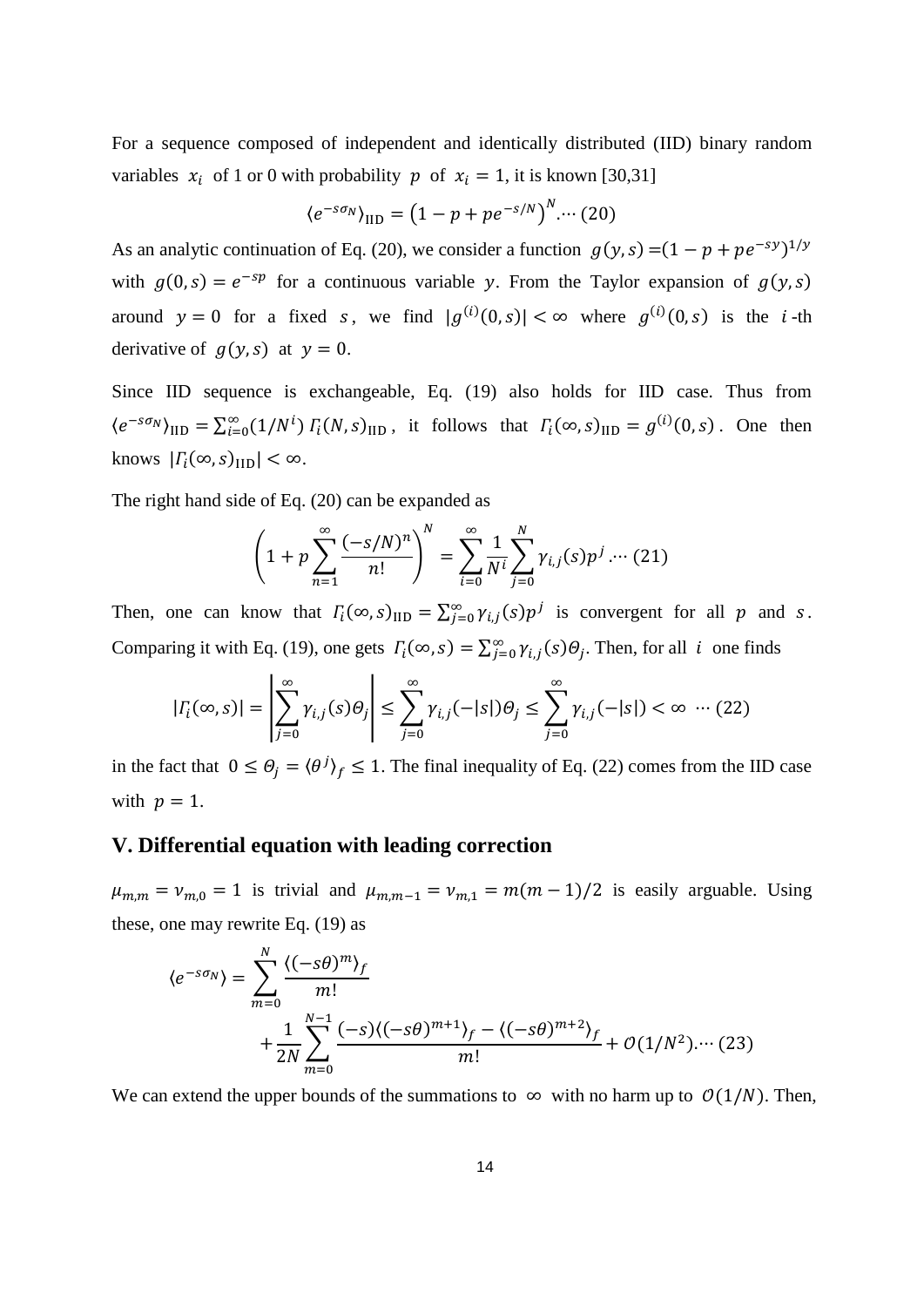For a sequence composed of independent and identically distributed (IID) binary random variables $x_i$ of 1 or 0 with probability $p$ of $x_i = 1$, it is known [30,31]

$$\langle e^{-s\sigma_N} \rangle_{\mathrm{IID}} = \left(1 - p + pe^{-s/N}\right)^N . \cdots (20)$$

As an analytic continuation of Eq. (20), we consider a function $g(y,s) = (1 - p + pe^{-sy})^{1/y}$ with $g(0,s) = e^{-sp}$ for a continuous variable $y$. From the Taylor expansion of $g(y,s)$ around $y = 0$ for a fixed $s$, we find $|g^{(i)}(0,s)| < \infty$ where $g^{(i)}(0,s)$ is the $i$-th derivative of $g(y,s)$ at $y = 0$.

Since IID sequence is exchangeable, Eq. (19) also holds for IID case. Thus from $\langle e^{-s\sigma_N} \rangle_{\mathrm{IID}} = \sum_{i=0}^{\infty} (1/N^i)\, \Gamma_i(N,s)_{\mathrm{IID}}$, it follows that $\Gamma_i(\infty,s)_{\mathrm{IID}} = g^{(i)}(0,s)$. One then knows $|\Gamma_i(\infty,s)_{\mathrm{IID}}| < \infty$.

The right hand side of Eq. (20) can be expanded as

$$\left(1 + p\sum_{n=1}^{\infty} \frac{(-s/N)^n}{n!}\right)^N = \sum_{i=0}^{\infty} \frac{1}{N^i} \sum_{j=0}^{N} \gamma_{i,j}(s) p^j . \cdots (21)$$

Then, one can know that $\Gamma_i(\infty,s)_{\mathrm{IID}} = \sum_{j=0}^{\infty} \gamma_{i,j}(s) p^j$ is convergent for all $p$ and $s$. Comparing it with Eq. (19), one gets $\Gamma_i(\infty,s) = \sum_{j=0}^{\infty} \gamma_{i,j}(s)\Theta_j$. Then, for all $i$ one finds

$$|\Gamma_i(\infty,s)| = \left|\sum_{j=0}^{\infty} \gamma_{i,j}(s)\Theta_j\right| \le \sum_{j=0}^{\infty} \gamma_{i,j}(-|s|)\Theta_j \le \sum_{j=0}^{\infty} \gamma_{i,j}(-|s|) < \infty \ \cdots (22)$$

in the fact that $0 \le \Theta_j = \langle \theta^j \rangle_f \le 1$. The final inequality of Eq. (22) comes from the IID case with $p = 1$.

## V. Differential equation with leading correction

$\mu_{m,m} = \nu_{m,0} = 1$ is trivial and $\mu_{m,m-1} = \nu_{m,1} = m(m-1)/2$ is easily arguable. Using these, one may rewrite Eq. (19) as

$$\langle e^{-s\sigma_N} \rangle = \sum_{m=0}^{N} \frac{\langle (-s\theta)^m \rangle_f}{m!} + \frac{1}{2N} \sum_{m=0}^{N-1} \frac{(-s)\langle (-s\theta)^{m+1} \rangle_f - \langle (-s\theta)^{m+2} \rangle_f}{m!} + \mathcal{O}(1/N^2) . \cdots (23)$$

We can extend the upper bounds of the summations to $\infty$ with no harm up to $\mathcal{O}(1/N)$. Then,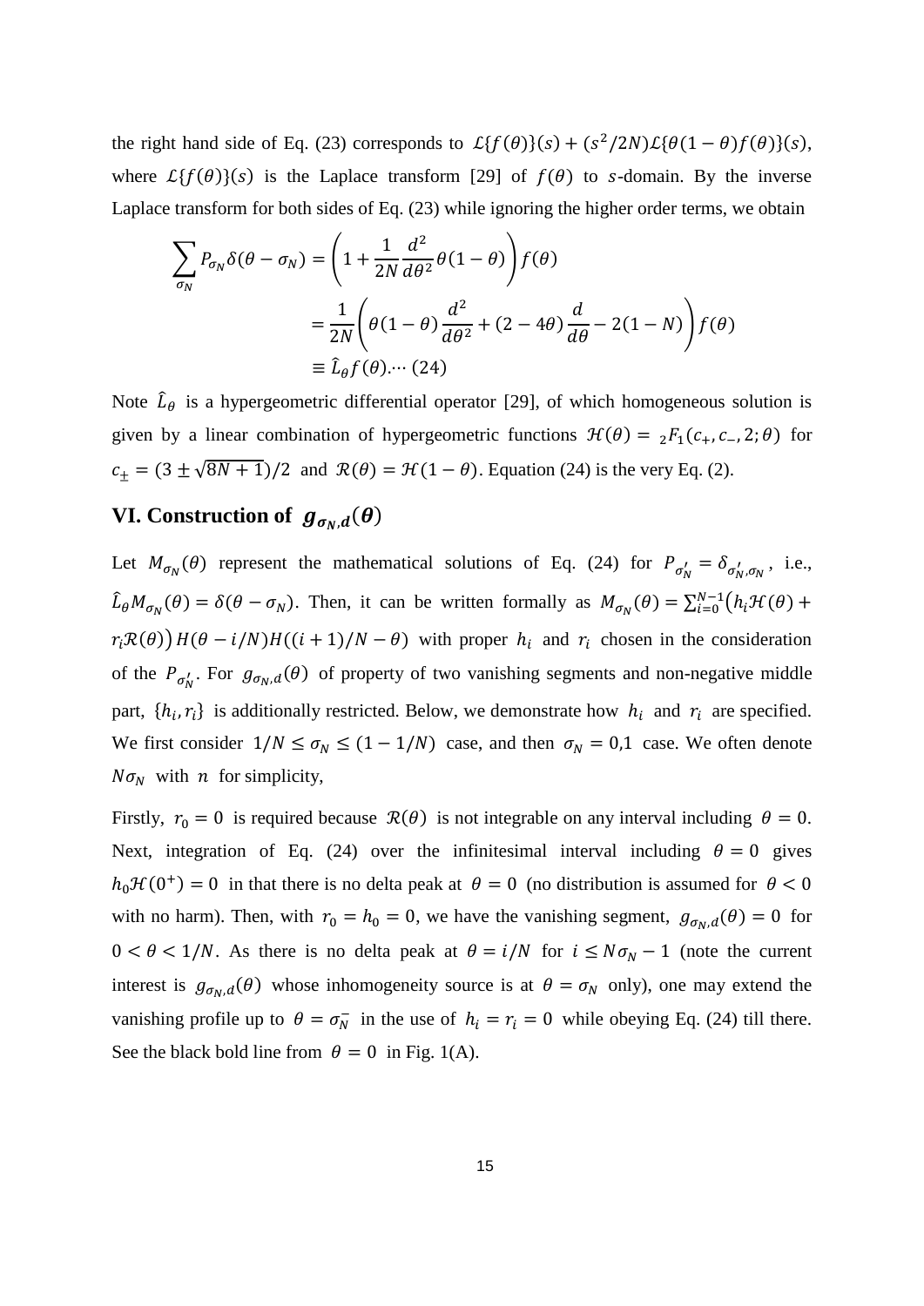the right hand side of Eq. (23) corresponds to $\mathcal{L}\{f(\theta)\}(s) + (s^2/2N)\mathcal{L}\{\theta(1-\theta)f(\theta)\}(s)$, where $\mathcal{L}\{f(\theta)\}(s)$ is the Laplace transform [29] of $f(\theta)$ to $s$-domain. By the inverse Laplace transform for both sides of Eq. (23) while ignoring the higher order terms, we obtain

$$
\begin{aligned}
\sum_{\sigma_N} P_{\sigma_N}\delta(\theta-\sigma_N) &= \left(1+\frac{1}{2N}\frac{d^2}{d\theta^2}\theta(1-\theta)\right)f(\theta) \\
&= \frac{1}{2N}\left(\theta(1-\theta)\frac{d^2}{d\theta^2} + (2-4\theta)\frac{d}{d\theta} - 2(1-N)\right)f(\theta) \\
&\equiv \hat{L}_\theta f(\theta). \cdots (24)
\end{aligned}
$$

Note $\hat{L}_\theta$ is a hypergeometric differential operator [29], of which homogeneous solution is given by a linear combination of hypergeometric functions $\mathcal{H}(\theta) = {}_2F_1(c_+, c_-, 2; \theta)$ for $c_\pm = (3 \pm \sqrt{8N+1})/2$ and $\mathcal{R}(\theta) = \mathcal{H}(1-\theta)$. Equation (24) is the very Eq. (2).

## VI. Construction of $g_{\sigma_N,d}(\theta)$

Let $M_{\sigma_N}(\theta)$ represent the mathematical solutions of Eq. (24) for $P_{\sigma_N'} = \delta_{\sigma_N',\sigma_N}$, i.e., $\hat{L}_\theta M_{\sigma_N}(\theta) = \delta(\theta - \sigma_N)$. Then, it can be written formally as $M_{\sigma_N}(\theta) = \sum_{i=0}^{N-1}\big(h_i\mathcal{H}(\theta) + r_i\mathcal{R}(\theta)\big)H(\theta - i/N)H((i+1)/N - \theta)$ with proper $h_i$ and $r_i$ chosen in the consideration of the $P_{\sigma_N'}$. For $g_{\sigma_N,d}(\theta)$ of property of two vanishing segments and non-negative middle part, $\{h_i, r_i\}$ is additionally restricted. Below, we demonstrate how $h_i$ and $r_i$ are specified. We first consider $1/N \le \sigma_N \le (1-1/N)$ case, and then $\sigma_N = 0{,}1$ case. We often denote $N\sigma_N$ with $n$ for simplicity,

Firstly, $r_0 = 0$ is required because $\mathcal{R}(\theta)$ is not integrable on any interval including $\theta = 0$. Next, integration of Eq. (24) over the infinitesimal interval including $\theta = 0$ gives $h_0\mathcal{H}(0^+) = 0$ in that there is no delta peak at $\theta = 0$ (no distribution is assumed for $\theta < 0$ with no harm). Then, with $r_0 = h_0 = 0$, we have the vanishing segment, $g_{\sigma_N,d}(\theta) = 0$ for $0 < \theta < 1/N$. As there is no delta peak at $\theta = i/N$ for $i \le N\sigma_N - 1$ (note the current interest is $g_{\sigma_N,d}(\theta)$ whose inhomogeneity source is at $\theta = \sigma_N$ only), one may extend the vanishing profile up to $\theta = \sigma_N^-$ in the use of $h_i = r_i = 0$ while obeying Eq. (24) till there. See the black bold line from $\theta = 0$ in Fig. 1(A).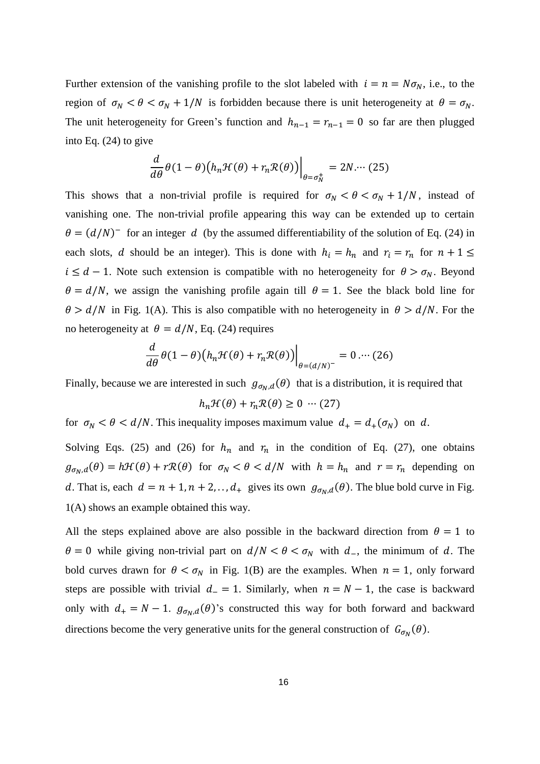Further extension of the vanishing profile to the slot labeled with $i = n = N\sigma_N$, i.e., to the region of $\sigma_N < \theta < \sigma_N + 1/N$ is forbidden because there is unit heterogeneity at $\theta = \sigma_N$. The unit heterogeneity for Green's function and $h_{n-1} = r_{n-1} = 0$ so far are then plugged into Eq. (24) to give

$$\left.\frac{d}{d\theta}\theta(1-\theta)\big(h_n\mathcal{H}(\theta) + r_n\mathcal{R}(\theta)\big)\right|_{\theta=\sigma_N^+} = 2N. \cdots (25)$$

This shows that a non-trivial profile is required for $\sigma_N < \theta < \sigma_N + 1/N$, instead of vanishing one. The non-trivial profile appearing this way can be extended up to certain $\theta = (d/N)^-$ for an integer $d$ (by the assumed differentiability of the solution of Eq. (24) in each slots, $d$ should be an integer). This is done with $h_i = h_n$ and $r_i = r_n$ for $n + 1 \leq i \leq d - 1$. Note such extension is compatible with no heterogeneity for $\theta > \sigma_N$. Beyond $\theta = d/N$, we assign the vanishing profile again till $\theta = 1$. See the black bold line for $\theta > d/N$ in Fig. 1(A). This is also compatible with no heterogeneity in $\theta > d/N$. For the no heterogeneity at $\theta = d/N$, Eq. (24) requires

$$\left.\frac{d}{d\theta}\theta(1-\theta)\big(h_n\mathcal{H}(\theta) + r_n\mathcal{R}(\theta)\big)\right|_{\theta=(d/N)^-} = 0 . \cdots (26)$$

Finally, because we are interested in such $g_{\sigma_N,d}(\theta)$ that is a distribution, it is required that

$$h_n\mathcal{H}(\theta) + r_n\mathcal{R}(\theta) \geq 0 \ \cdots (27)$$

for $\sigma_N < \theta < d/N$. This inequality imposes maximum value $d_+ = d_+(\sigma_N)$ on $d$.

Solving Eqs. (25) and (26) for $h_n$ and $r_n$ in the condition of Eq. (27), one obtains $g_{\sigma_N,d}(\theta) = h\mathcal{H}(\theta) + r\mathcal{R}(\theta)$ for $\sigma_N < \theta < d/N$ with $h = h_n$ and $r = r_n$ depending on $d$. That is, each $d = n + 1, n + 2, .., d_+$ gives its own $g_{\sigma_N,d}(\theta)$. The blue bold curve in Fig. 1(A) shows an example obtained this way.

All the steps explained above are also possible in the backward direction from $\theta = 1$ to $\theta = 0$ while giving non-trivial part on $d/N < \theta < \sigma_N$ with $d_-$, the minimum of $d$. The bold curves drawn for $\theta < \sigma_N$ in Fig. 1(B) are the examples. When $n = 1$, only forward steps are possible with trivial $d_- = 1$. Similarly, when $n = N - 1$, the case is backward only with $d_+ = N - 1$. $g_{\sigma_N,d}(\theta)$'s constructed this way for both forward and backward directions become the very generative units for the general construction of $G_{\sigma_N}(\theta)$.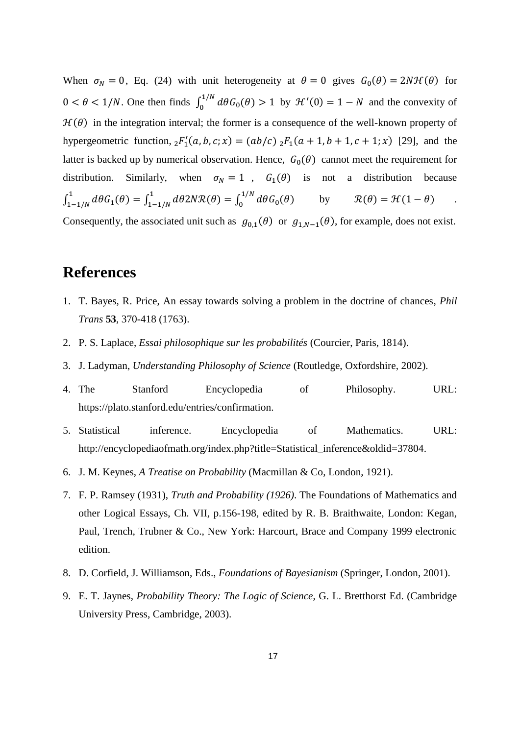When $\sigma_N = 0$, Eq. (24) with unit heterogeneity at $\theta = 0$ gives $G_0(\theta) = 2N\mathcal{H}(\theta)$ for $0 < \theta < 1/N$. One then finds $\int_0^{1/N} d\theta G_0(\theta) > 1$ by $\mathcal{H}'(0) = 1 - N$ and the convexity of $\mathcal{H}(\theta)$ in the integration interval; the former is a consequence of the well-known property of hypergeometric function, ${}_2F_1'(a, b, c; x) = (ab/c)\ {}_2F_1(a + 1, b + 1, c + 1; x)$ [29], and the latter is backed up by numerical observation. Hence, $G_0(\theta)$ cannot meet the requirement for distribution. Similarly, when $\sigma_N = 1$, $G_1(\theta)$ is not a distribution because $\int_{1-1/N}^{1} d\theta G_1(\theta) = \int_{1-1/N}^{1} d\theta 2N\mathcal{R}(\theta) = \int_0^{1/N} d\theta G_0(\theta)$ by $\mathcal{R}(\theta) = \mathcal{H}(1 - \theta)$. Consequently, the associated unit such as $g_{0,1}(\theta)$ or $g_{1,N-1}(\theta)$, for example, does not exist.

# References

1. T. Bayes, R. Price, An essay towards solving a problem in the doctrine of chances, *Phil Trans* **53**, 370-418 (1763).
2. P. S. Laplace, *Essai philosophique sur les probabilités* (Courcier, Paris, 1814).
3. J. Ladyman, *Understanding Philosophy of Science* (Routledge, Oxfordshire, 2002).
4. The Stanford Encyclopedia of Philosophy. URL: https://plato.stanford.edu/entries/confirmation.
5. Statistical inference. Encyclopedia of Mathematics. URL: http://encyclopediaofmath.org/index.php?title=Statistical_inference&oldid=37804.
6. J. M. Keynes, *A Treatise on Probability* (Macmillan & Co, London, 1921).
7. F. P. Ramsey (1931), *Truth and Probability (1926)*. The Foundations of Mathematics and other Logical Essays, Ch. VII, p.156-198, edited by R. B. Braithwaite, London: Kegan, Paul, Trench, Trubner & Co., New York: Harcourt, Brace and Company 1999 electronic edition.
8. D. Corfield, J. Williamson, Eds., *Foundations of Bayesianism* (Springer, London, 2001).
9. E. T. Jaynes, *Probability Theory: The Logic of Science*, G. L. Bretthorst Ed. (Cambridge University Press, Cambridge, 2003).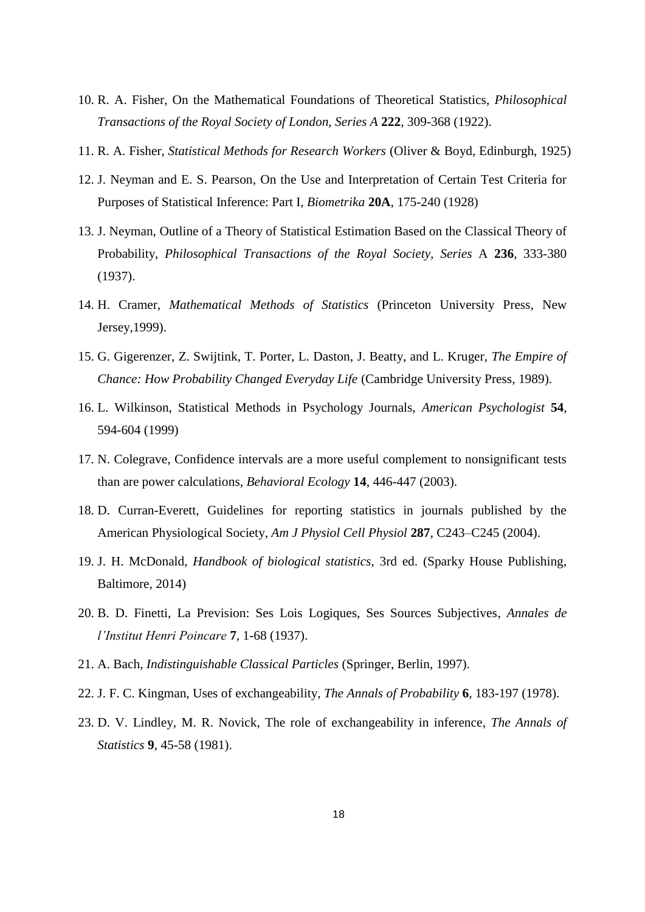10. R. A. Fisher, On the Mathematical Foundations of Theoretical Statistics, *Philosophical Transactions of the Royal Society of London, Series A* **222**, 309-368 (1922).
11. R. A. Fisher, *Statistical Methods for Research Workers* (Oliver & Boyd, Edinburgh, 1925)
12. J. Neyman and E. S. Pearson, On the Use and Interpretation of Certain Test Criteria for Purposes of Statistical Inference: Part I, *Biometrika* **20A**, 175-240 (1928)
13. J. Neyman, Outline of a Theory of Statistical Estimation Based on the Classical Theory of Probability, *Philosophical Transactions of the Royal Society, Series* A **236**, 333-380 (1937).
14. H. Cramer, *Mathematical Methods of Statistics* (Princeton University Press, New Jersey,1999).
15. G. Gigerenzer, Z. Swijtink, T. Porter, L. Daston, J. Beatty, and L. Kruger, *The Empire of Chance: How Probability Changed Everyday Life* (Cambridge University Press, 1989).
16. L. Wilkinson, Statistical Methods in Psychology Journals, *American Psychologist* **54**, 594-604 (1999)
17. N. Colegrave, Confidence intervals are a more useful complement to nonsignificant tests than are power calculations, *Behavioral Ecology* **14**, 446-447 (2003).
18. D. Curran-Everett, Guidelines for reporting statistics in journals published by the American Physiological Society, *Am J Physiol Cell Physiol* **287**, C243–C245 (2004).
19. J. H. McDonald, *Handbook of biological statistics*, 3rd ed. (Sparky House Publishing, Baltimore, 2014)
20. B. D. Finetti, La Prevision: Ses Lois Logiques, Ses Sources Subjectives, *Annales de l'Institut Henri Poincare* **7**, 1-68 (1937).
21. A. Bach, *Indistinguishable Classical Particles* (Springer, Berlin, 1997).
22. J. F. C. Kingman, Uses of exchangeability, *The Annals of Probability* **6**, 183-197 (1978).
23. D. V. Lindley, M. R. Novick, The role of exchangeability in inference, *The Annals of Statistics* **9**, 45-58 (1981).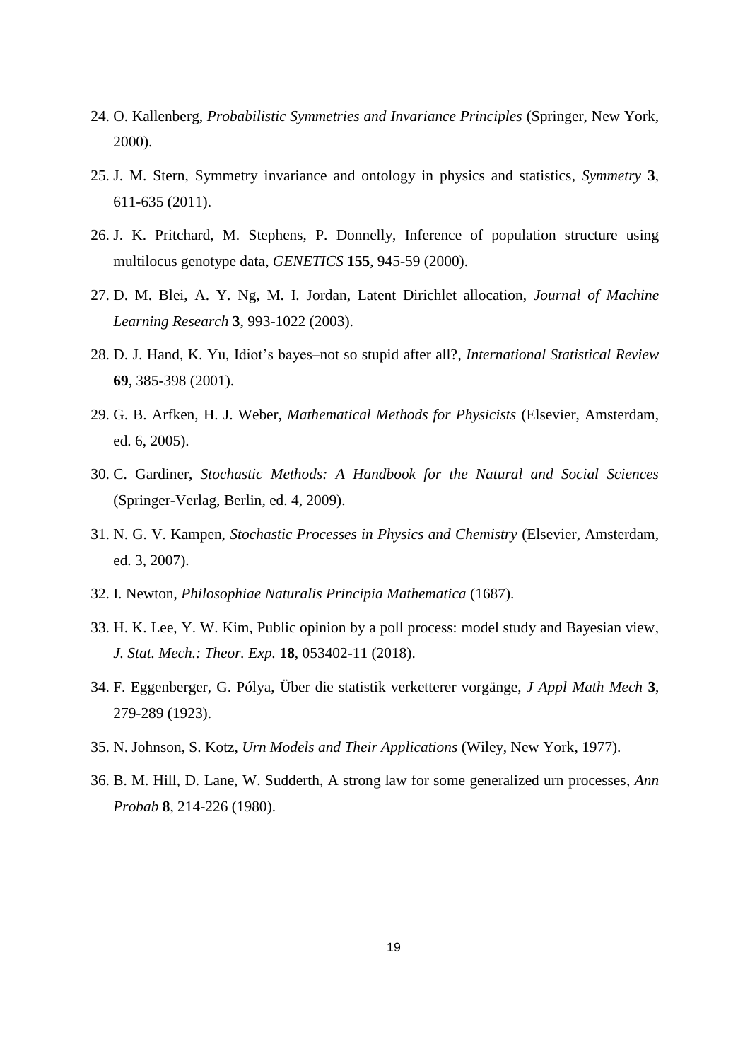24. O. Kallenberg, *Probabilistic Symmetries and Invariance Principles* (Springer, New York, 2000).
25. J. M. Stern, Symmetry invariance and ontology in physics and statistics, *Symmetry* **3**, 611-635 (2011).
26. J. K. Pritchard, M. Stephens, P. Donnelly, Inference of population structure using multilocus genotype data, *GENETICS* **155**, 945-59 (2000).
27. D. M. Blei, A. Y. Ng, M. I. Jordan, Latent Dirichlet allocation, *Journal of Machine Learning Research* **3**, 993-1022 (2003).
28. D. J. Hand, K. Yu, Idiot's bayes–not so stupid after all?, *International Statistical Review* **69**, 385-398 (2001).
29. G. B. Arfken, H. J. Weber, *Mathematical Methods for Physicists* (Elsevier, Amsterdam, ed. 6, 2005).
30. C. Gardiner, *Stochastic Methods: A Handbook for the Natural and Social Sciences* (Springer-Verlag, Berlin, ed. 4, 2009).
31. N. G. V. Kampen, *Stochastic Processes in Physics and Chemistry* (Elsevier, Amsterdam, ed. 3, 2007).
32. I. Newton, *Philosophiae Naturalis Principia Mathematica* (1687).
33. H. K. Lee, Y. W. Kim, Public opinion by a poll process: model study and Bayesian view, *J. Stat. Mech.: Theor. Exp.* **18**, 053402-11 (2018).
34. F. Eggenberger, G. Pólya, Über die statistik verketterer vorgänge, *J Appl Math Mech* **3**, 279-289 (1923).
35. N. Johnson, S. Kotz, *Urn Models and Their Applications* (Wiley, New York, 1977).
36. B. M. Hill, D. Lane, W. Sudderth, A strong law for some generalized urn processes, *Ann Probab* **8**, 214-226 (1980).